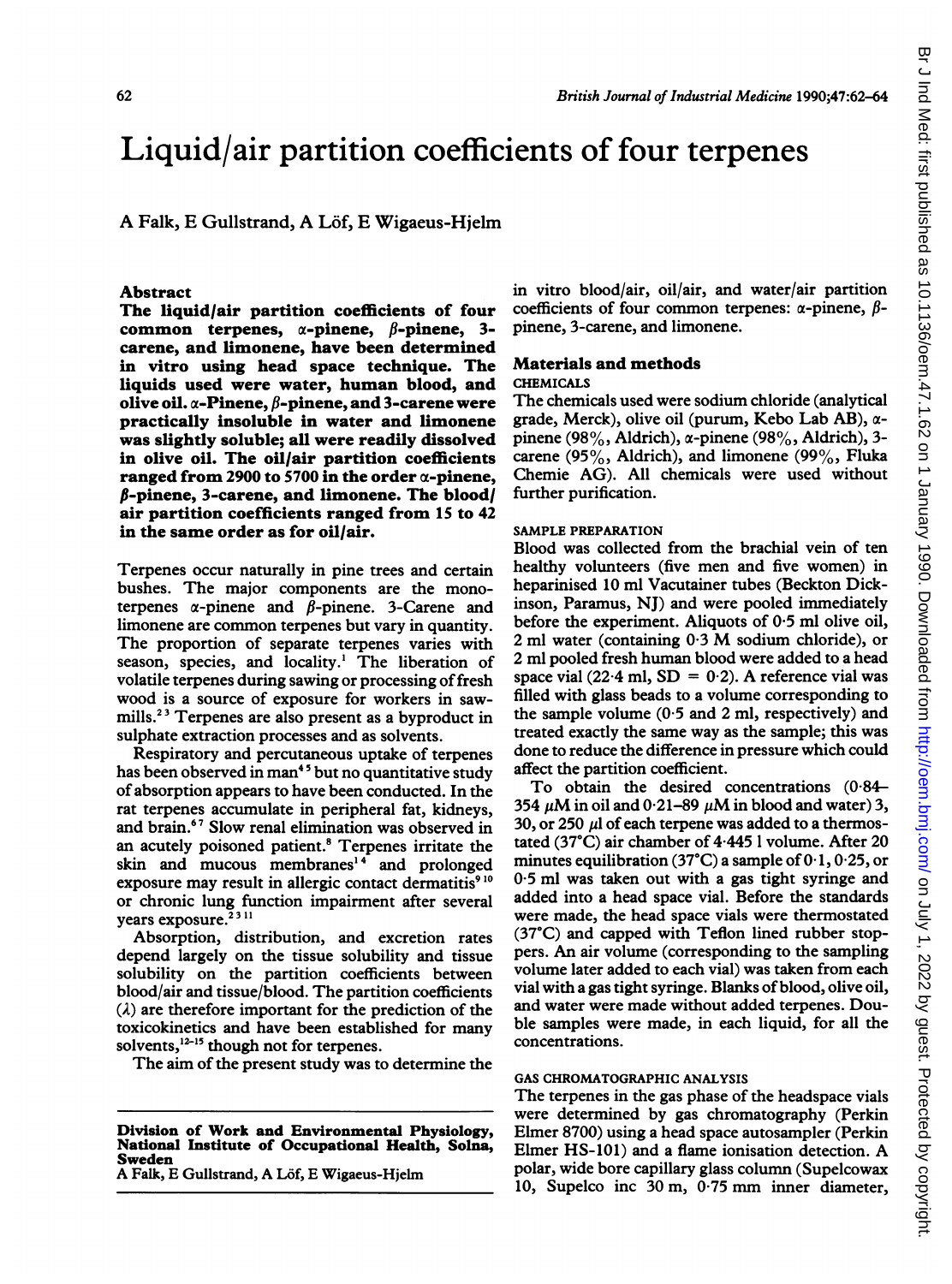# Liquid/air partition coefficients of four terpenes

A Falk, E Gullstrand, A Löf, E Wigaeus-Hjelm

## Abstract

**The liquid/air partition coefficients of four common terpenes, α-pinene, β-pinene, 3-carene, and limonene, have been determined in vitro using head space technique. The liquids used were water, human blood, and olive oil. α-Pinene, β-pinene, and 3-carene were practically insoluble in water and limonene was slightly soluble; all were readily dissolved in olive oil. The oil/air partition coefficients ranged from 2900 to 5700 in the order α-pinene, β-pinene, 3-carene, and limonene. The blood/air partition coefficients ranged from 15 to 42 in the same order as for oil/air.**

Terpenes occur naturally in pine trees and certain bushes. The major components are the monoterpenes α-pinene and β-pinene. 3-Carene and limonene are common terpenes but vary in quantity. The proportion of separate terpenes varies with season, species, and locality.[1] The liberation of volatile terpenes during sawing or processing of fresh wood is a source of exposure for workers in sawmills.[2,3] Terpenes are also present as a byproduct in sulphate extraction processes and as solvents.

Respiratory and percutaneous uptake of terpenes has been observed in man[4,5] but no quantitative study of absorption appears to have been conducted. In the rat terpenes accumulate in peripheral fat, kidneys, and brain.[6,7] Slow renal elimination was observed in an acutely poisoned patient.[8] Terpenes irritate the skin and mucous membranes[1,4] and prolonged exposure may result in allergic contact dermatitis[9,10] or chronic lung function impairment after several years exposure.[2,3,11]

Absorption, distribution, and excretion rates depend largely on the tissue solubility and tissue solubility on the partition coefficients between blood/air and tissue/blood. The partition coefficients ($\lambda$) are therefore important for the prediction of the toxicokinetics and have been established for many solvents,[12-15] though not for terpenes.

The aim of the present study was to determine the in vitro blood/air, oil/air, and water/air partition coefficients of four common terpenes: α-pinene, β-pinene, 3-carene, and limonene.

Division of Work and Environmental Physiology, National Institute of Occupational Health, Solna, Sweden
A Falk, E Gullstrand, A Löf, E Wigaeus-Hjelm

## Materials and methods

### CHEMICALS

The chemicals used were sodium chloride (analytical grade, Merck), olive oil (purum, Kebo Lab AB), α-pinene (98%, Aldrich), α-pinene (98%, Aldrich), 3-carene (95%, Aldrich), and limonene (99%, Fluka Chemie AG). All chemicals were used without further purification.

### SAMPLE PREPARATION

Blood was collected from the brachial vein of ten healthy volunteers (five men and five women) in heparinised 10 ml Vacutainer tubes (Beckton Dickinson, Paramus, NJ) and were pooled immediately before the experiment. Aliquots of 0·5 ml olive oil, 2 ml water (containing 0·3 M sodium chloride), or 2 ml pooled fresh human blood were added to a head space vial (22·4 ml, SD = 0·2). A reference vial was filled with glass beads to a volume corresponding to the sample volume (0·5 and 2 ml, respectively) and treated exactly the same way as the sample; this was done to reduce the difference in pressure which could affect the partition coefficient.

To obtain the desired concentrations (0·84–354 μM in oil and 0·21–89 μM in blood and water) 3, 30, or 250 μl of each terpene was added to a thermostated (37°C) air chamber of 4·445 l volume. After 20 minutes equilibration (37°C) a sample of 0·1, 0·25, or 0·5 ml was taken out with a gas tight syringe and added into a head space vial. Before the standards were made, the head space vials were thermostated (37°C) and capped with Teflon lined rubber stoppers. An air volume (corresponding to the sampling volume later added to each vial) was taken from each vial with a gas tight syringe. Blanks of blood, olive oil, and water were made without added terpenes. Double samples were made, in each liquid, for all the concentrations.

### GAS CHROMATOGRAPHIC ANALYSIS

The terpenes in the gas phase of the headspace vials were determined by gas chromatography (Perkin Elmer 8700) using a head space autosampler (Perkin Elmer HS-101) and a flame ionisation detection. A polar, wide bore capillary glass column (Supelcowax 10, Supelco inc 30 m, 0·75 mm inner diameter,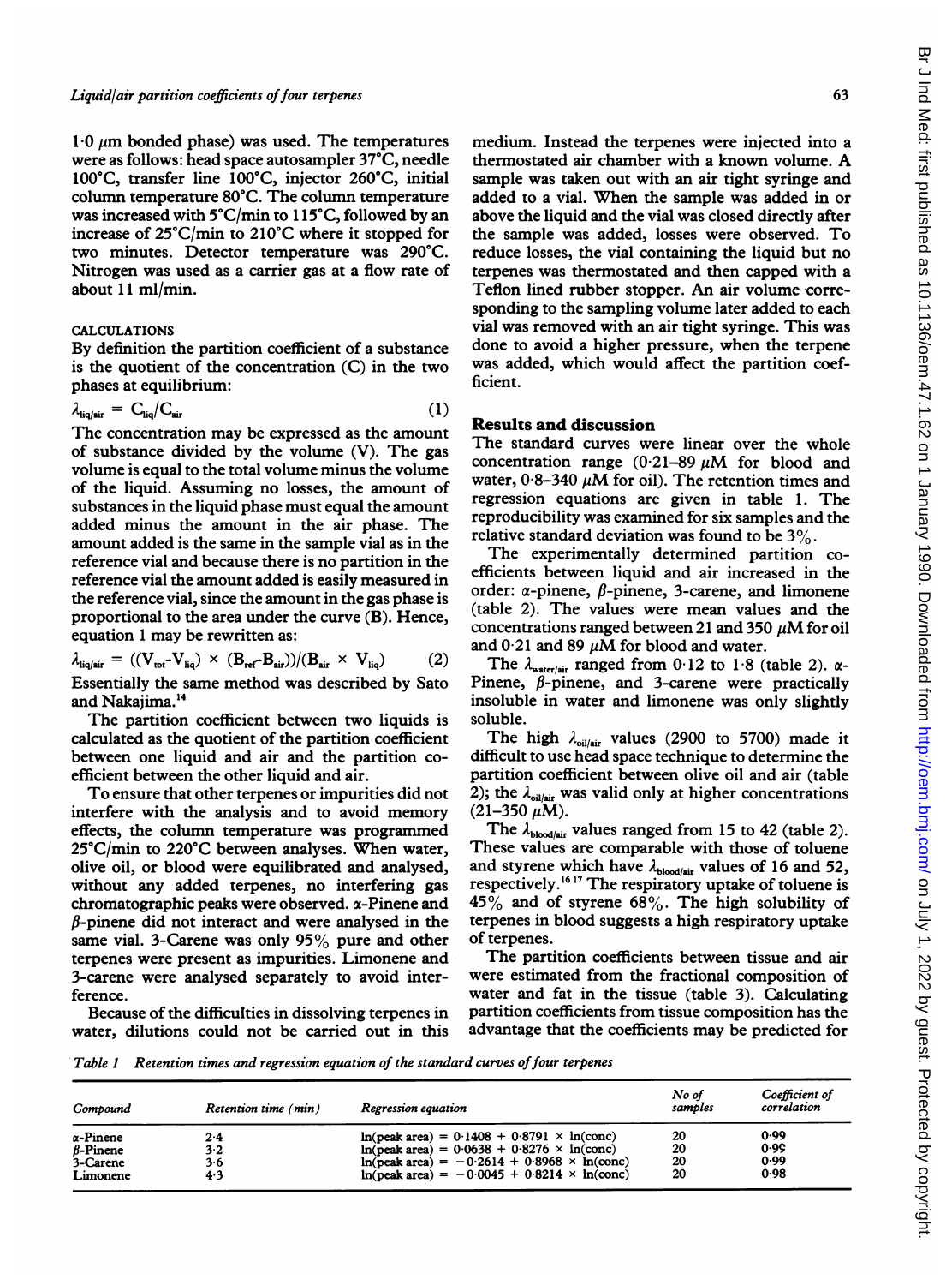1·0 μm bonded phase) was used. The temperatures were as follows: head space autosampler 37°C, needle 100°C, transfer line 100°C, injector 260°C, initial column temperature 80°C. The column temperature was increased with 5°C/min to 115°C, followed by an increase of 25°C/min to 210°C where it stopped for two minutes. Detector temperature was 290°C. Nitrogen was used as a carrier gas at a flow rate of about 11 ml/min.

### CALCULATIONS

By definition the partition coefficient of a substance is the quotient of the concentration (C) in the two phases at equilibrium:

$$\lambda_{liq/air} = C_{liq}/C_{air} \quad (1)$$

The concentration may be expressed as the amount of substance divided by the volume (V). The gas volume is equal to the total volume minus the volume of the liquid. Assuming no losses, the amount of substances in the liquid phase must equal the amount added minus the amount in the air phase. The amount added is the same in the sample vial as in the reference vial and because there is no partition in the reference vial the amount added is easily measured in the reference vial, since the amount in the gas phase is proportional to the area under the curve (B). Hence, equation 1 may be rewritten as:

$$\lambda_{liq/air} = ((V_{tot} - V_{liq}) \times (B_{ref} - B_{air}))/(B_{air} \times V_{liq}) \quad (2)$$

Essentially the same method was described by Sato and Nakajima.[14]

The partition coefficient between two liquids is calculated as the quotient of the partition coefficient between one liquid and air and the partition coefficient between the other liquid and air.

To ensure that other terpenes or impurities did not interfere with the analysis and to avoid memory effects, the column temperature was programmed 25°C/min to 220°C between analyses. When water, olive oil, or blood were equilibrated and analysed, without any added terpenes, no interfering gas chromatographic peaks were observed. α-Pinene and β-pinene did not interact and were analysed in the same vial. 3-Carene was only 95% pure and other terpenes were present as impurities. Limonene and 3-carene were analysed separately to avoid interference.

Because of the difficulties in dissolving terpenes in water, dilutions could not be carried out in this medium. Instead the terpenes were injected into a thermostated air chamber with a known volume. A sample was taken out with an air tight syringe and added to a vial. When the sample was added in or above the liquid and the vial was closed directly after the sample was added, losses were observed. To reduce losses, the vial containing the liquid but no terpenes was thermostated and then capped with a Teflon lined rubber stopper. An air volume corresponding to the sampling volume later added to each vial was removed with an air tight syringe. This was done to avoid a higher pressure, when the terpene was added, which would affect the partition coefficient.

## Results and discussion

The standard curves were linear over the whole concentration range (0·21–89 μM for blood and water, 0·8–340 μM for oil). The retention times and regression equations are given in table 1. The reproducibility was examined for six samples and the relative standard deviation was found to be 3%.

The experimentally determined partition coefficients between liquid and air increased in the order: α-pinene, β-pinene, 3-carene, and limonene (table 2). The values were mean values and the concentrations ranged between 21 and 350 μM for oil and 0·21 and 89 μM for blood and water.

The $\lambda_{water/air}$ ranged from 0·12 to 1·8 (table 2). α-Pinene, β-pinene, and 3-carene were practically insoluble in water and limonene was only slightly soluble.

The high $\lambda_{oil/air}$ values (2900 to 5700) made it difficult to use head space technique to determine the partition coefficient between olive oil and air (table 2); the $\lambda_{oil/air}$ was valid only at higher concentrations (21–350 μM).

The $\lambda_{blood/air}$ values ranged from 15 to 42 (table 2). These values are comparable with those of toluene and styrene which have $\lambda_{blood/air}$ values of 16 and 52, respectively.[16,17] The respiratory uptake of toluene is 45% and of styrene 68%. The high solubility of terpenes in blood suggests a high respiratory uptake of terpenes.

The partition coefficients between tissue and air were estimated from the fractional composition of water and fat in the tissue (table 3). Calculating partition coefficients from tissue composition has the advantage that the coefficients may be predicted for

*Table 1 Retention times and regression equation of the standard curves of four terpenes*

| Compound | Retention time (min) | Regression equation | No of samples | Coefficient of correlation |
|---|---|---|---|---|
| α-Pinene | 2·4 | ln(peak area) = 0·1408 + 0·8791 × ln(conc) | 20 | 0·99 |
| β-Pinene | 3·2 | ln(peak area) = 0·0638 + 0·8276 × ln(conc) | 20 | 0·99 |
| 3-Carene | 3·6 | ln(peak area) = −0·2614 + 0·8968 × ln(conc) | 20 | 0·99 |
| Limonene | 4·3 | ln(peak area) = −0·0045 + 0·8214 × ln(conc) | 20 | 0·98 |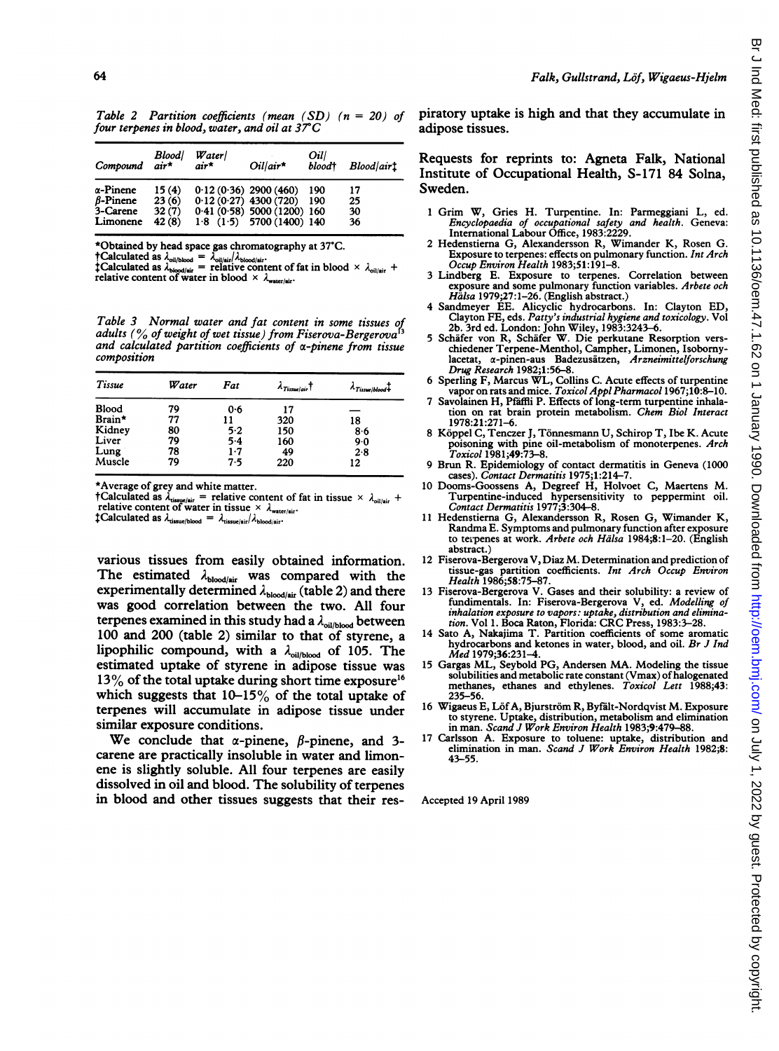*Table 2 Partition coefficients (mean (SD)) (n = 20) of four terpenes in blood, water, and oil at 37°C*

| Compound | Blood/air* | Water/air* | Oil/air* | Oil/blood† | Blood/air‡ |
|---|---|---|---|---|---|
| α-Pinene | 15 (4) | 0·12 (0·36) | 2900 (460) | 190 | 17 |
| β-Pinene | 23 (6) | 0·12 (0·27) | 4300 (720) | 190 | 25 |
| 3-Carene | 32 (7) | 0·41 (0·58) | 5000 (1200) | 160 | 30 |
| Limonene | 42 (8) | 1·8 (1·5) | 5700 (1400) | 140 | 36 |

*Obtained by head space gas chromatography at 37°C.
†Calculated as $\lambda_{oil/blood} = \lambda_{oil/air}/\lambda_{blood/air}$.
‡Calculated as $\lambda_{blood/air}$ = relative content of fat in blood × $\lambda_{oil/air}$ + relative content of water in blood × $\lambda_{water/air}$.

*Table 3 Normal water and fat content in some tissues of adults (% of weight of wet tissue) from Fiserova-Bergerova[13] and calculated partition coefficients of α-pinene from tissue composition*

| Tissue | Water | Fat | $\lambda_{Tissue/air}$† | $\lambda_{Tissue/blood}$‡ |
|---|---|---|---|---|
| Blood | 79 | 0·6 | 17 | — |
| Brain* | 77 | 11 | 320 | 18 |
| Kidney | 80 | 5·2 | 150 | 8·6 |
| Liver | 79 | 5·4 | 160 | 9·0 |
| Lung | 78 | 1·7 | 49 | 2·8 |
| Muscle | 79 | 7·5 | 220 | 12 |

*Average of grey and white matter.
†Calculated as $\lambda_{tissue/air}$ = relative content of fat in tissue × $\lambda_{oil/air}$ + relative content of water in tissue × $\lambda_{water/air}$.
‡Calculated as $\lambda_{tissue/blood} = \lambda_{tissue/air}/\lambda_{blood/air}$.

various tissues from easily obtained information. The estimated $\lambda_{blood/air}$ was compared with the experimentally determined $\lambda_{blood/air}$ (table 2) and there was good correlation between the two. All four terpenes examined in this study had a $\lambda_{oil/blood}$ between 100 and 200 (table 2) similar to that of styrene, a lipophilic compound, with a $\lambda_{oil/blood}$ of 105. The estimated uptake of styrene in adipose tissue was 13% of the total uptake during short time exposure[16] which suggests that 10–15% of the total uptake of terpenes will accumulate in adipose tissue under similar exposure conditions.

We conclude that α-pinene, β-pinene, and 3-carene are practically insoluble in water and limonene is slightly soluble. All four terpenes are easily dissolved in oil and blood. The solubility of terpenes in blood and other tissues suggests that their respiratory uptake is high and that they accumulate in adipose tissues.

Requests for reprints to: Agneta Falk, National Institute of Occupational Health, S-171 84 Solna, Sweden.

1. Grim W, Gries H. Turpentine. In: Parmeggiani L, ed. *Encyclopaedia of occupational safety and health.* Geneva: International Labour Office, 1983:2229.
2. Hedenstierna G, Alexandersson R, Wimander K, Rosen G. Exposure to terpenes: effects on pulmonary function. *Int Arch Occup Environ Health* 1983;51:191–8.
3. Lindberg E. Exposure to terpenes. Correlation between exposure and some pulmonary function variables. *Arbete och Hälsa* 1979;27:1–26. (English abstract.)
4. Sandmeyer EE. Alicyclic hydrocarbons. In: Clayton ED, Clayton FE, eds. *Patty's industrial hygiene and toxicology.* Vol 2b. 3rd ed. London: John Wiley, 1983:3243–6.
5. Schäfer von R, Schäfer W. Die perkutane Resorption verschiedener Terpene-Menthol, Campher, Limonen, Isobornylacetat, α-pinen-aus Badezusätzen, *Arzneimittelforschung Drug Research* 1982;1:56–8.
6. Sperling F, Marcus WL, Collins C. Acute effects of turpentine vapor on rats and mice. *Toxicol Appl Pharmacol* 1967;10:8–10.
7. Savolainen H, Pfäffli P. Effects of long-term turpentine inhalation on rat brain protein metabolism. *Chem Biol Interact* 1978:21:271–6.
8. Köppel C, Tenczer J, Tönnesmann U, Schirop T, Ibe K. Acute poisoning with pine oil-metabolism of monoterpenes. *Arch Toxicol* 1981;49:73–8.
9. Brun R. Epidemiology of contact dermatitis in Geneva (1000 cases). *Contact Dermatitis* 1975;1:214–7.
10. Dooms-Goossens A, Degreef H, Holvoet C, Maertens M. Turpentine-induced hypersensitivity to peppermint oil. *Contact Dermatitis* 1977;3:304–8.
11. Hedenstierna G, Alexandersson R, Rosen G, Wimander K, Randma E. Symptoms and pulmonary function after exposure to terpenes at work. *Arbete och Hälsa* 1984;8:1–20. (English abstract.)
12. Fiserova-Bergerova V, Diaz M. Determination and prediction of tissue-gas partition coefficients. *Int Arch Occup Environ Health* 1986;58:75–87.
13. Fiserova-Bergerova V. Gases and their solubility: a review of fundimentals. In: Fiserova-Bergerova V, ed. *Modelling of inhalation exposure to vapors: uptake, distribution and elimination.* Vol 1. Boca Raton, Florida: CRC Press, 1983:3–28.
14. Sato A, Nakajima T. Partition coefficients of some aromatic hydrocarbons and ketones in water, blood, and oil. *Br J Ind Med* 1979;36:231–4.
15. Gargas ML, Seybold PG, Andersen MA. Modeling the tissue solubilities and metabolic rate constant (Vmax) of halogenated methanes, ethanes and ethylenes. *Toxicol Lett* 1988;43: 235–56.
16. Wigaeus E, Löf A, Bjurström R, Byfält-Nordqvist M. Exposure to styrene. Uptake, distribution, metabolism and elimination in man. *Scand J Work Environ Health* 1983;9:479–88.
17. Carlsson A. Exposure to toluene: uptake, distribution and elimination in man. *Scand J Work Environ Health* 1982;8: 43–55.

Accepted 19 April 1989